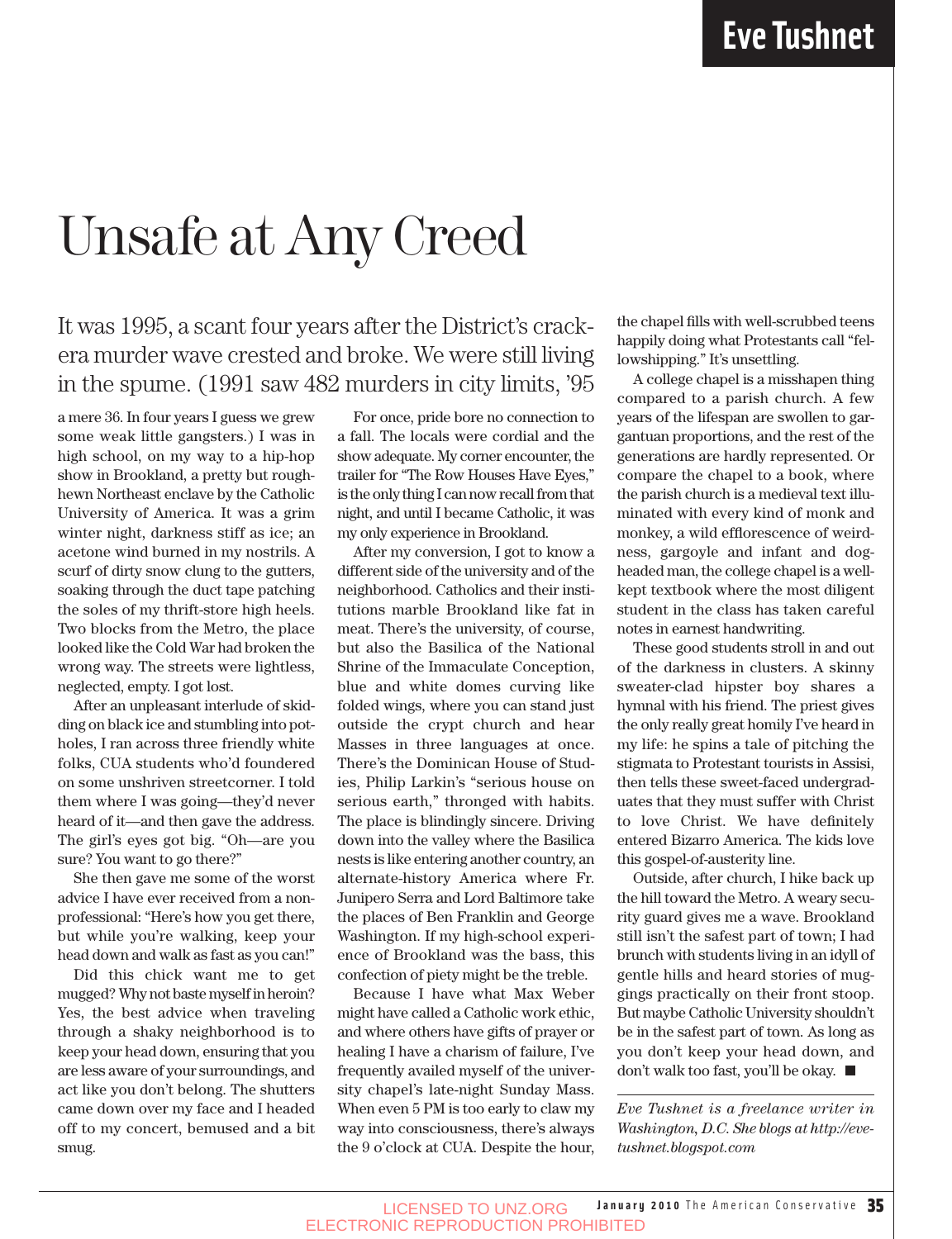# Unsafe at Any Creed

It was 1995, a scant four years after the District's crack-era murder wave crested and broke. We were still living in the spume. (1991 saw 482 murders in city limits, '95 a mere 36. In four years I guess we grew some weak little gangsters.) I was in high school, on my way to a hip-hop show in Brookland, a pretty but rough-hewn Northeast enclave by the Catholic University of America. It was a grim winter night, darkness stiff as ice; an acetone wind burned in my nostrils. A scurf of dirty snow clung to the gutters, soaking through the duct tape patching the soles of my thrift-store high heels. Two blocks from the Metro, the place looked like the Cold War had broken the wrong way. The streets were lightless, neglected, empty. I got lost.

After an unpleasant interlude of skidding on black ice and stumbling into potholes, I ran across three friendly white folks, CUA students who'd foundered on some unshriven streetcorner. I told them where I was going—they'd never heard of it—and then gave the address. The girl's eyes got big. "Oh—are you sure? You want to go there?"

She then gave me some of the worst advice I have ever received from a non-professional: "Here's how you get there, but while you're walking, keep your head down and walk as fast as you can!"

Did this chick want me to get mugged? Why not baste myself in heroin? Yes, the best advice when traveling through a shaky neighborhood is to keep your head down, ensuring that you are less aware of your surroundings, and act like you don't belong. The shutters came down over my face and I headed off to my concert, bemused and a bit smug.

For once, pride bore no connection to a fall. The locals were cordial and the show adequate. My corner encounter, the trailer for "The Row Houses Have Eyes," is the only thing I can now recall from that night, and until I became Catholic, it was my only experience in Brookland.

After my conversion, I got to know a different side of the university and of the neighborhood. Catholics and their institutions marble Brookland like fat in meat. There's the university, of course, but also the Basilica of the National Shrine of the Immaculate Conception, blue and white domes curving like folded wings, where you can stand just outside the crypt church and hear Masses in three languages at once. There's the Dominican House of Studies, Philip Larkin's "serious house on serious earth," thronged with habits. The place is blindingly sincere. Driving down into the valley where the Basilica nests is like entering another country, an alternate-history America where Fr. Junipero Serra and Lord Baltimore take the places of Ben Franklin and George Washington. If my high-school experience of Brookland was the bass, this confection of piety might be the treble.

Because I have what Max Weber might have called a Catholic work ethic, and where others have gifts of prayer or healing I have a charism of failure, I've frequently availed myself of the university chapel's late-night Sunday Mass. When even 5 PM is too early to claw my way into consciousness, there's always the 9 o'clock at CUA. Despite the hour, the chapel fills with well-scrubbed teens happily doing what Protestants call "fellowshipping." It's unsettling.

A college chapel is a misshapen thing compared to a parish church. A few years of the lifespan are swollen to gargantuan proportions, and the rest of the generations are hardly represented. Or compare the chapel to a book, where the parish church is a medieval text illuminated with every kind of monk and monkey, a wild efflorescence of weirdness, gargoyle and infant and dog-headed man, the college chapel is a well-kept textbook where the most diligent student in the class has taken careful notes in earnest handwriting.

These good students stroll in and out of the darkness in clusters. A skinny sweater-clad hipster boy shares a hymnal with his friend. The priest gives the only really great homily I've heard in my life: he spins a tale of pitching the stigmata to Protestant tourists in Assisi, then tells these sweet-faced undergraduates that they must suffer with Christ to love Christ. We have definitely entered Bizarro America. The kids love this gospel-of-austerity line.

Outside, after church, I hike back up the hill toward the Metro. A weary security guard gives me a wave. Brookland still isn't the safest part of town; I had brunch with students living in an idyll of gentle hills and heard stories of muggings practically on their front stoop. But maybe Catholic University shouldn't be in the safest part of town. As long as you don't keep your head down, and don't walk too fast, you'll be okay. ■

*Eve Tushnet is a freelance writer in Washington, D.C. She blogs at http://evetushnet.blogspot.com*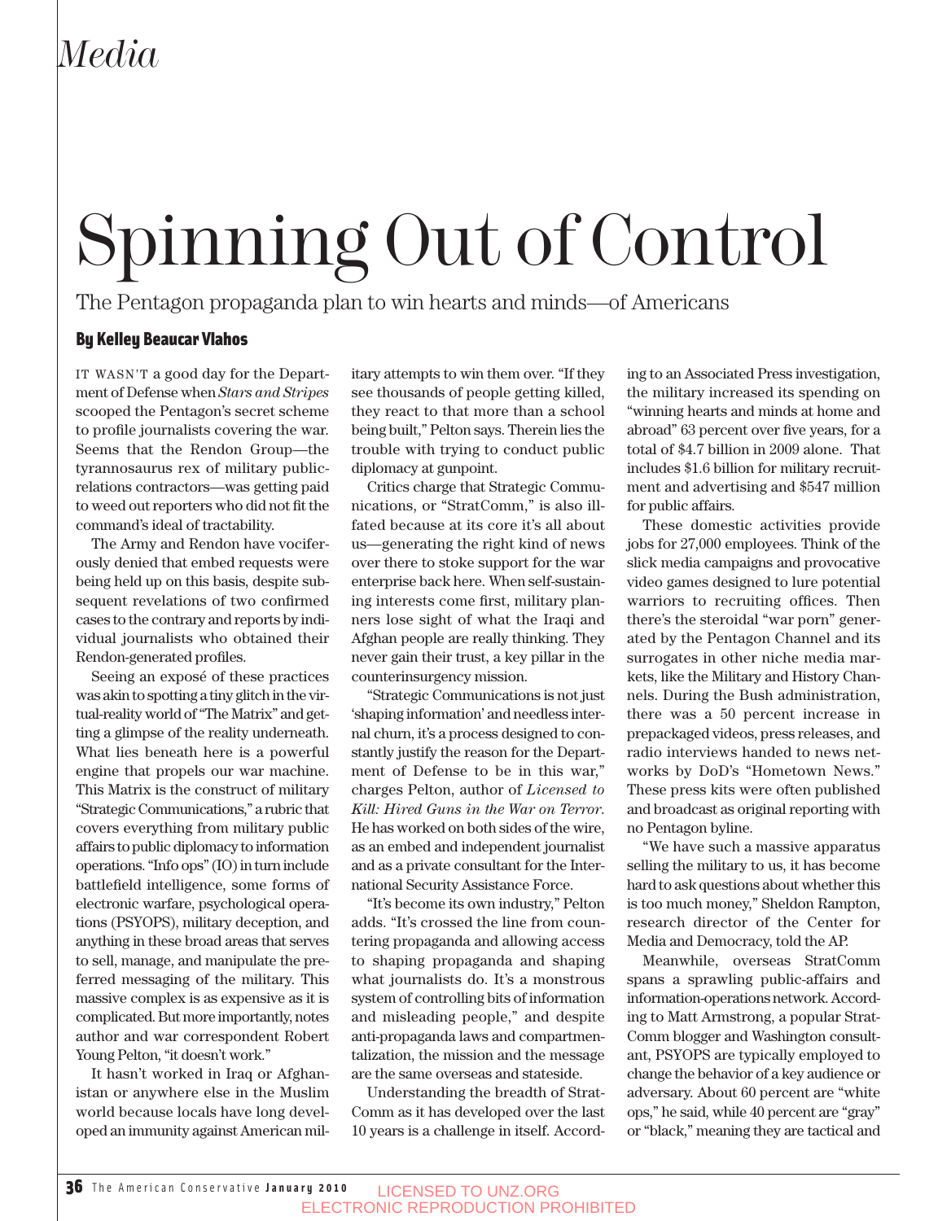*Media*

# Spinning Out of Control

The Pentagon propaganda plan to win hearts and minds—of Americans

**By Kelley Beaucar Vlahos**

IT WASN'T a good day for the Department of Defense when *Stars and Stripes* scooped the Pentagon's secret scheme to profile journalists covering the war. Seems that the Rendon Group—the tyrannosaurus rex of military public-relations contractors—was getting paid to weed out reporters who did not fit the command's ideal of tractability.

The Army and Rendon have vociferously denied that embed requests were being held up on this basis, despite subsequent revelations of two confirmed cases to the contrary and reports by individual journalists who obtained their Rendon-generated profiles.

Seeing an exposé of these practices was akin to spotting a tiny glitch in the virtual-reality world of "The Matrix" and getting a glimpse of the reality underneath. What lies beneath here is a powerful engine that propels our war machine. This Matrix is the construct of military "Strategic Communications," a rubric that covers everything from military public affairs to public diplomacy to information operations. "Info ops" (IO) in turn include battlefield intelligence, some forms of electronic warfare, psychological operations (PSYOPS), military deception, and anything in these broad areas that serves to sell, manage, and manipulate the preferred messaging of the military. This massive complex is as expensive as it is complicated. But more importantly, notes author and war correspondent Robert Young Pelton, "it doesn't work."

It hasn't worked in Iraq or Afghanistan or anywhere else in the Muslim world because locals have long developed an immunity against American military attempts to win them over. "If they see thousands of people getting killed, they react to that more than a school being built," Pelton says. Therein lies the trouble with trying to conduct public diplomacy at gunpoint.

Critics charge that Strategic Communications, or "StratComm," is also ill-fated because at its core it's all about us—generating the right kind of news over there to stoke support for the war enterprise back here. When self-sustaining interests come first, military planners lose sight of what the Iraqi and Afghan people are really thinking. They never gain their trust, a key pillar in the counterinsurgency mission.

"Strategic Communications is not just 'shaping information' and needless internal churn, it's a process designed to constantly justify the reason for the Department of Defense to be in this war," charges Pelton, author of *Licensed to Kill: Hired Guns in the War on Terror*. He has worked on both sides of the wire, as an embed and independent journalist and as a private consultant for the International Security Assistance Force.

"It's become its own industry," Pelton adds. "It's crossed the line from countering propaganda and allowing access to shaping propaganda and shaping what journalists do. It's a monstrous system of controlling bits of information and misleading people," and despite anti-propaganda laws and compartmentalization, the mission and the message are the same overseas and stateside.

Understanding the breadth of StratComm as it has developed over the last 10 years is a challenge in itself. According to an Associated Press investigation, the military increased its spending on "winning hearts and minds at home and abroad" 63 percent over five years, for a total of $4.7 billion in 2009 alone. That includes $1.6 billion for military recruitment and advertising and $547 million for public affairs.

These domestic activities provide jobs for 27,000 employees. Think of the slick media campaigns and provocative video games designed to lure potential warriors to recruiting offices. Then there's the steroidal "war porn" generated by the Pentagon Channel and its surrogates in other niche media markets, like the Military and History Channels. During the Bush administration, there was a 50 percent increase in prepackaged videos, press releases, and radio interviews handed to news networks by DoD's "Hometown News." These press kits were often published and broadcast as original reporting with no Pentagon byline.

"We have such a massive apparatus selling the military to us, it has become hard to ask questions about whether this is too much money," Sheldon Rampton, research director of the Center for Media and Democracy, told the AP.

Meanwhile, overseas StratComm spans a sprawling public-affairs and information-operations network. According to Matt Armstrong, a popular StratComm blogger and Washington consultant, PSYOPS are typically employed to change the behavior of a key audience or adversary. About 60 percent are "white ops," he said, while 40 percent are "gray" or "black," meaning they are tactical and